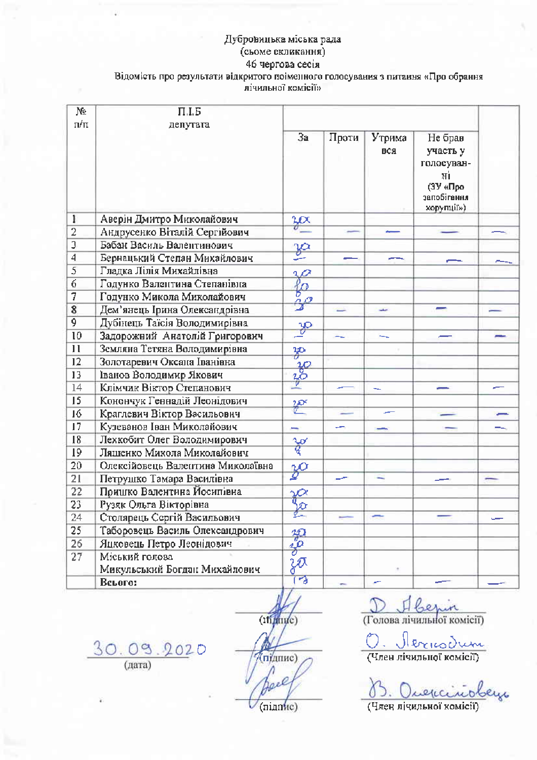Дубровицька міська рада
(сьоме скликання)
46 чергова сесія
Відомість про результати відкритого поіменного голосування з питання «Про обрання лічильної комісії»

| № п/п | П.І.Б депутата | За | Проти | Утримався | Не брав участь у голосуванні (ЗУ «Про запобігання корупції») | |
|---|---|---|---|---|---|---|
| 1 | Аверін Дмитро Миколайович | за | | | | |
| 2 | Андрусенко Віталій Сергійович | — | — | — | — | — |
| 3 | Бабан Василь Валентинович | за | | | | |
| 4 | Бернацький Степан Михайлович | — | — | — | — | — |
| 5 | Гладка Лілія Михайлівна | за | | | | |
| 6 | Годунко Валентина Степанівна | за | | | | |
| 7 | Годунко Микола Миколайович | за | | | | |
| 8 | Дем'янець Ірина Олександрівна | за | — | — | — | — |
| 9 | Дубінець Таїсія Володимирівна | за | | | | |
| 10 | Задорожний Анатолій Григорович | — | — | — | — | — |
| 11 | Земляна Тетяна Володимирівна | за | | | | |
| 12 | Золотаревич Оксана Іванівна | за | | | | |
| 13 | Іванов Володимир Якович | за | | | | |
| 14 | Клімчик Віктор Степанович | — | — | — | — | — |
| 15 | Конончук Геннадій Леонідович | за | | | | |
| 16 | Краглевич Віктор Васильович | — | — | — | — | — |
| 17 | Кузеванов Іван Миколайович | — | — | — | — | — |
| 18 | Лехкобит Олег Володимирович | за | | | | |
| 19 | Ляшенко Микола Миколайович | за | | | | |
| 20 | Олексійовець Валентина Миколаївна | за | | | | |
| 21 | Петрушко Тамара Василівна | за | — | — | — | — |
| 22 | Пришко Валентина Йосипівна | за | | | | |
| 23 | Рузяк Ольга Вікторівна | за | | | | |
| 24 | Столярець Сергій Васильович | — | — | — | — | — |
| 25 | Таборовець Василь Олександрович | за | | | | |
| 26 | Яцковець Петро Леонідович | за | | | | |
| 27 | Міський голова Микульський Богдан Михайлович | за | | | | |
| | **Всього:** | 17 | — | — | — | — |

30.09.2020
(дата)

(підпис) — Д. Аверін (Голова лічильної комісії)

(підпис) — О. Лехкобит (Член лічильної комісії)

(підпис) — В. Олексійовець (Член лічильної комісії)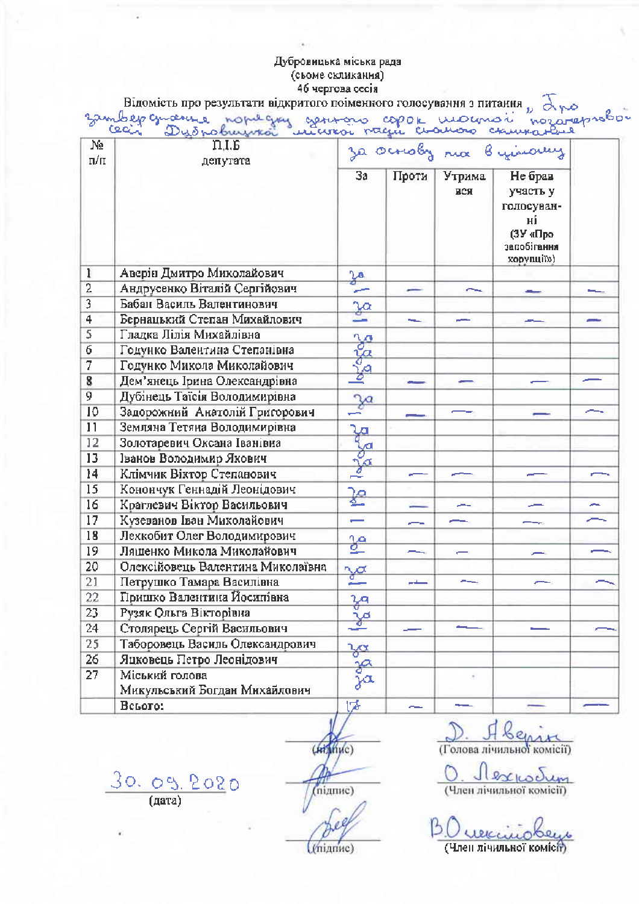Дубровицька міська рада
(сьоме скликання)
46 чергова сесія

Відомість про результати відкритого поіменного голосування з питання „Про затвердження порядку денного сорок шостої позачергової сесії Дубровицької міської ради сьомого скликання

| № п/п | П.І.Б депутата | за основу та в цілому | | | | |
|---|---|---|---|---|---|---|
| | | За | Проти | Утримався | Не брав участь у голосуванні (ЗУ «Про запобігання корупції») | |
| 1 | Аверін Дмитро Миколайович | за | | | | |
| 2 | Андрусенко Віталій Сергійович | — | — | — | — | — |
| 3 | Бабан Василь Валентинович | за | | | | |
| 4 | Бернацький Степан Михайлович | — | — | — | — | — |
| 5 | Гладка Лілія Михайлівна | за | | | | |
| 6 | Годунко Валентина Степанівна | за | | | | |
| 7 | Годунко Микола Миколайович | за | | | | |
| 8 | Дем'янець Ірина Олександрівна | — | — | — | — | — |
| 9 | Дубінець Таїсія Володимирівна | за | | | | |
| 10 | Задорожний Анатолій Григорович | — | — | — | — | — |
| 11 | Земляна Тетяна Володимирівна | за | | | | |
| 12 | Золотаревич Оксана Іванівна | за | | | | |
| 13 | Іванов Володимир Якович | за | | | | |
| 14 | Клімчик Віктор Степанович | — | — | — | — | — |
| 15 | Конончук Геннадій Леонідович | за | | | | |
| 16 | Краглевич Віктор Васильович | — | — | — | — | — |
| 17 | Кузеванов Іван Миколайович | — | — | — | — | — |
| 18 | Лехкобит Олег Володимирович | за | | | | |
| 19 | Ляшенко Микола Миколайович | — | — | — | — | — |
| 20 | Олексійовець Валентина Миколаївна | за | | | | |
| 21 | Петрушко Тамара Василівна | — | — | — | — | — |
| 22 | Пришко Валентина Йосипівна | за | | | | |
| 23 | Рузяк Ольга Вікторівна | за | | | | |
| 24 | Столярець Сергій Васильович | — | — | — | — | — |
| 25 | Таборовець Василь Олександрович | за | | | | |
| 26 | Яцковець Петро Леонідович | за | | | | |
| 27 | Міський голова Микульський Богдан Михайлович | за | | | | |
| | Всього: | 17 | — | — | — | — |

30. 09. 2020
(дата)

(підпис) Д. Аверін
(Голова лічильної комісії)

(підпис) О. Лехкобит
(Член лічильної комісії)

(підпис) В. Олексійовець
(Член лічильної комісії)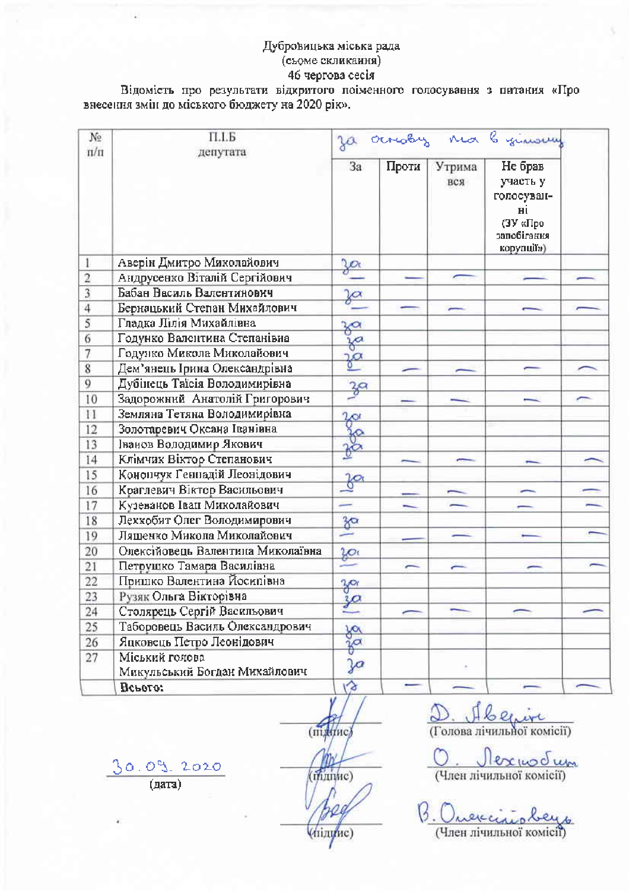Дубровицька міська рада
(сьоме скликання)
46 чергова сесія

Відомість про результати відкритого поіменного голосування з питання «Про внесення змін до міського бюджету на 2020 рік».

| № п/п | П.І.Б депутата | за основу та в цілому | | | | |
|---|---|---|---|---|---|---|
| | | За | Проти | Утримався | Не брав участь у голосуванні (ЗУ «Про запобігання корупції») | |
| 1 | Аверін Дмитро Миколайович | за | | | | |
| 2 | Андрусенко Віталій Сергійович | — | — | — | — | — |
| 3 | Бабан Василь Валентинович | за | | | | |
| 4 | Бернацький Степан Михайлович | — | — | — | — | — |
| 5 | Гладка Лілія Михайлівна | за | | | | |
| 6 | Годунко Валентина Степанівна | за | | | | |
| 7 | Годунко Микола Миколайович | за | | | | |
| 8 | Дем'янець Ірина Олександрівна | — | — | — | — | — |
| 9 | Дубінець Таїсія Володимирівна | за | | | | |
| 10 | Задорожний Анатолій Григорович | — | — | — | — | — |
| 11 | Земляна Тетяна Володимирівна | за | | | | |
| 12 | Золотаревич Оксана Іванівна | за | | | | |
| 13 | Іванов Володимир Якович | за | | | | |
| 14 | Клімчик Віктор Степанович | — | — | — | — | — |
| 15 | Конопчук Геннадій Леонідович | за | | | | |
| 16 | Краглевич Віктор Васильович | — | — | — | — | — |
| 17 | Кузеванов Іван Миколайович | — | — | — | — | — |
| 18 | Лехкобит Олег Володимирович | за | | | | |
| 19 | Ляшенко Микола Миколайович | — | — | — | — | — |
| 20 | Олексійовець Валентина Миколаївна | за | | | | |
| 21 | Петрушко Тамара Василівна | — | — | — | — | — |
| 22 | Пришко Валентина Йосипівна | за | | | | |
| 23 | Рузяк Ольга Вікторівна | за | | | | |
| 24 | Столярець Сергій Васильович | — | — | — | — | — |
| 25 | Таборовець Василь Олександрович | за | | | | |
| 26 | Яцковець Петро Леонідович | за | | | | |
| 27 | Міський голова Микульський Богдан Михайлович | за | | | | |
| | **Всього:** | 17 | — | — | — | — |

30.09.2020
(дата)

(підпис) D. Аверін (Голова лічильної комісії)

(підпис) О. Лехкобит (Член лічильної комісії)

(підпис) В. Олексійовець (Член лічильної комісії)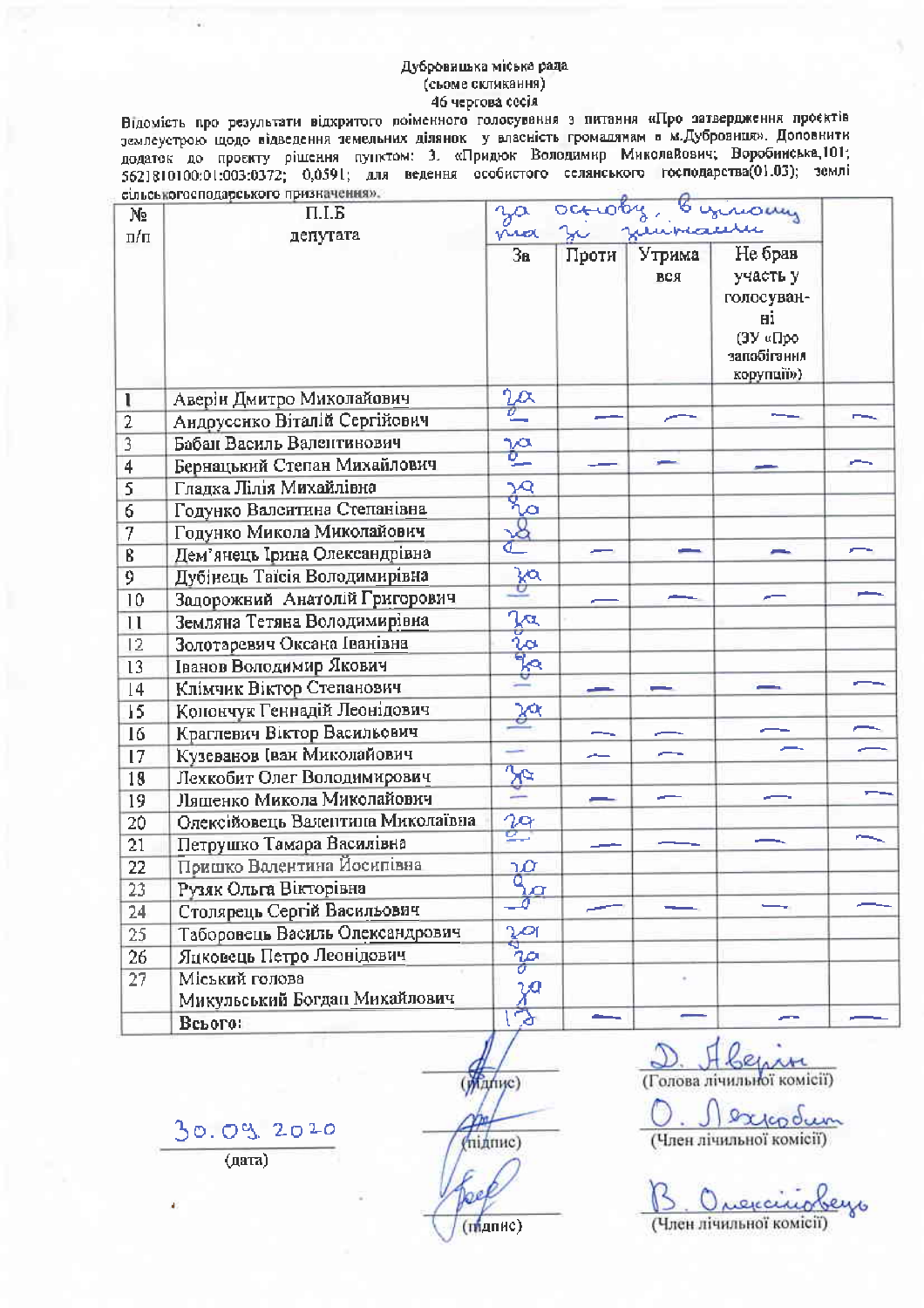Дубровицька міська рада
(сьоме скликання)
46 чергова сесія

Відомість про результати відкритого поіменного голосування з питання «Про затвердження проектів землеустрою щодо відведення земельних ділянок у власність громадянам в м.Дубровиця». Доповнити додаток до проекту рішення пунктом: 3. «Придюк Володимир Миколайович; Воробинська,101; 5621810100:01:003:0372; 0,0591; для ведення особистого селянського господарства(01.03); землі сільськогосподарського призначення».

| № п/п | П.І.Б депутата | за основу, в цілому та зі змінами | | | | |
|---|---|---|---|---|---|---|
| | | За | Проти | Утримався | Не брав участь у голосуванні (ЗУ «Про запобігання корупції») | |
| 1 | Аверін Дмитро Миколайович | за | | | | |
| 2 | Андрусенко Віталій Сергійович | — | — | — | — | — |
| 3 | Бабан Василь Валентинович | за | | | | |
| 4 | Бернацький Степан Михайлович | — | — | — | — | — |
| 5 | Гладка Лілія Михайлівна | за | | | | |
| 6 | Годунко Валентина Степанівна | за | | | | |
| 7 | Годунко Микола Миколайович | за | | | | |
| 8 | Дем'янець Ірина Олександрівна | — | — | — | — | — |
| 9 | Дубінець Таїсія Володимирівна | за | | | | |
| 10 | Задорожний Анатолій Григорович | — | — | — | — | — |
| 11 | Земляна Тетяна Володимирівна | за | | | | |
| 12 | Золотаревич Оксана Іванівна | за | | | | |
| 13 | Іванов Володимир Якович | за | | | | |
| 14 | Клімчик Віктор Степанович | — | — | — | — | — |
| 15 | Конончук Геннадій Леонідович | за | | | | |
| 16 | Краглевич Віктор Васильович | | — | — | — | — |
| 17 | Кузеванов Іван Миколайович | — | — | — | — | — |
| 18 | Лехкобит Олег Володимирович | за | | | | |
| 19 | Ляшенко Микола Миколайович | — | — | — | — | — |
| 20 | Олексійовець Валентина Миколаївна | за | | | | |
| 21 | Петрушко Тамара Василівна | — | — | — | — | — |
| 22 | Пришко Валентина Йосипівна | за | | | | |
| 23 | Рузяк Ольга Вікторівна | за | | | | |
| 24 | Столярець Сергій Васильович | — | — | — | — | — |
| 25 | Таборовець Василь Олександрович | за | | | | |
| 26 | Яцковець Петро Леонідович | за | | | | |
| 27 | Міський голова Микульський Богдан Михайлович | за | | | | |
| | Всього: | 17 | — | — | — | — |

30.09.2020
(дата)

(підпис) D. Аверін
(Голова лічильної комісії)

(підпис) О. Лехкобит
(Член лічильної комісії)

(підпис) В. Олексійовець
(Член лічильної комісії)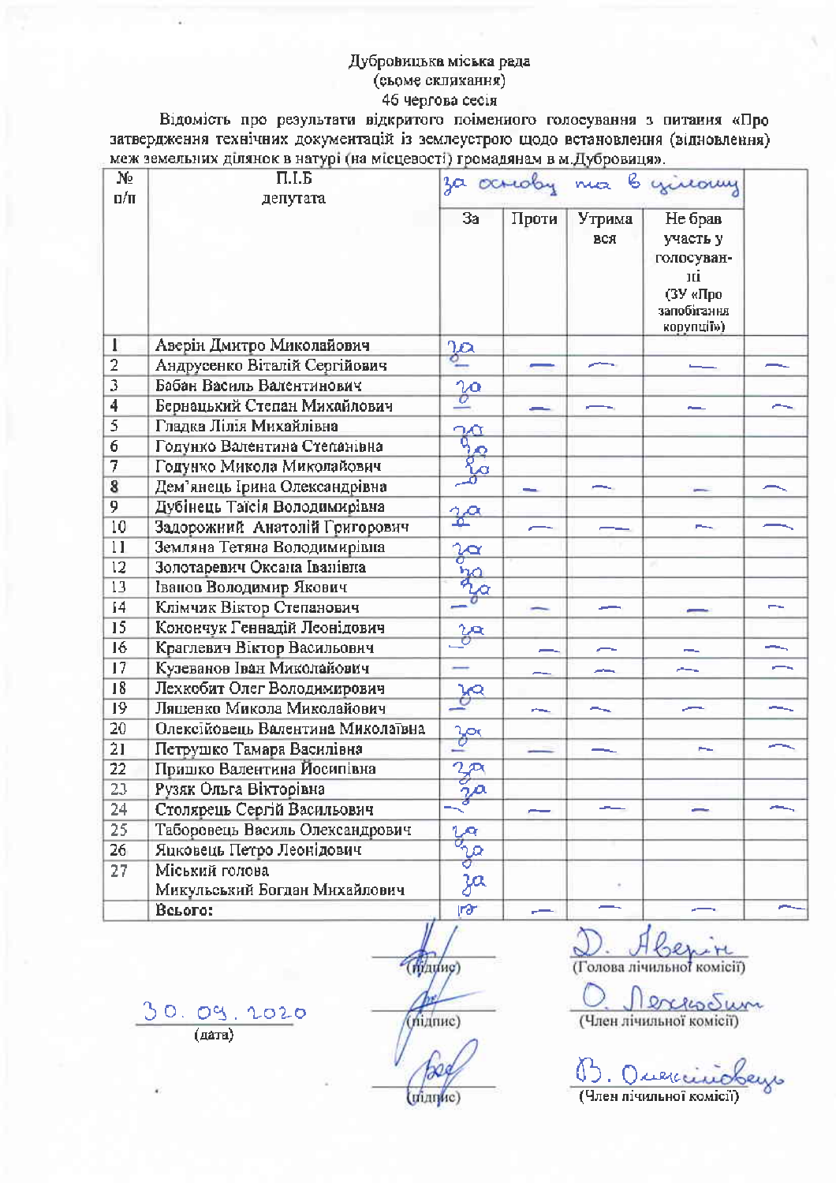Дубровицька міська рада
(сьоме скликання)
46 чергова сесія

Відомість про результати відкритого поіменного голосування з питання «Про затвердження технічних документацій із землеустрою щодо встановлення (відновлення) меж земельних ділянок в натурі (на місцевості) громадянам в м.Дубровиця».

| № п/п | П.І.Б депутата | за основу та в цілому | | | | |
|---|---|---|---|---|---|---|
| | | За | Проти | Утримався | Не брав участь у голосуванні (ЗУ «Про запобігання корупції») | |
| 1 | Аверін Дмитро Миколайович | за | | | | |
| 2 | Андрусенко Віталій Сергійович | — | — | — | — | — |
| 3 | Бабан Василь Валентинович | за | | | | |
| 4 | Бернацький Степан Михайлович | — | — | — | — | — |
| 5 | Гладка Лілія Михайлівна | за | | | | |
| 6 | Годунко Валентина Степанівна | за | | | | |
| 7 | Годунко Микола Миколайович | за | | | | |
| 8 | Дем'янець Ірина Олександрівна | — | — | — | — | — |
| 9 | Дубінець Таїсія Володимирівна | за | | | | |
| 10 | Задорожний Анатолій Григорович | — | — | — | — | — |
| 11 | Земляна Тетяна Володимирівна | за | | | | |
| 12 | Золотаревич Оксана Іванівна | за | | | | |
| 13 | Іванов Володимир Якович | за | | | | |
| 14 | Клімчик Віктор Степанович | — | — | — | — | — |
| 15 | Конончук Геннадій Леонідович | за | | | | |
| 16 | Краглевич Віктор Васильович | — | — | — | — | — |
| 17 | Кузеванов Іван Миколайович | — | — | — | — | — |
| 18 | Лехкобит Олег Володимирович | за | | | | |
| 19 | Ляшенко Микола Миколайович | — | — | — | — | — |
| 20 | Олексійовець Валентина Миколаївна | за | | | | |
| 21 | Петрушко Тамара Василівна | — | — | — | — | — |
| 22 | Пришко Валентина Йосипівна | за | | | | |
| 23 | Рузяк Ольга Вікторівна | за | | | | |
| 24 | Столярець Сергій Васильович | — | — | — | — | — |
| 25 | Таборовець Василь Олександрович | за | | | | |
| 26 | Яцковець Петро Леонідович | за | | | | |
| 27 | Міський голова Микульський Богдан Михайлович | за | | | | |
| | Всього: | 16 | — | — | — | — |

30.09.2020
(дата)

(підпис) D. Аверін (Голова лічильної комісії)

(підпис) О. Лехкобит (Член лічильної комісії)

(підпис) В. Олексійовець (Член лічильної комісії)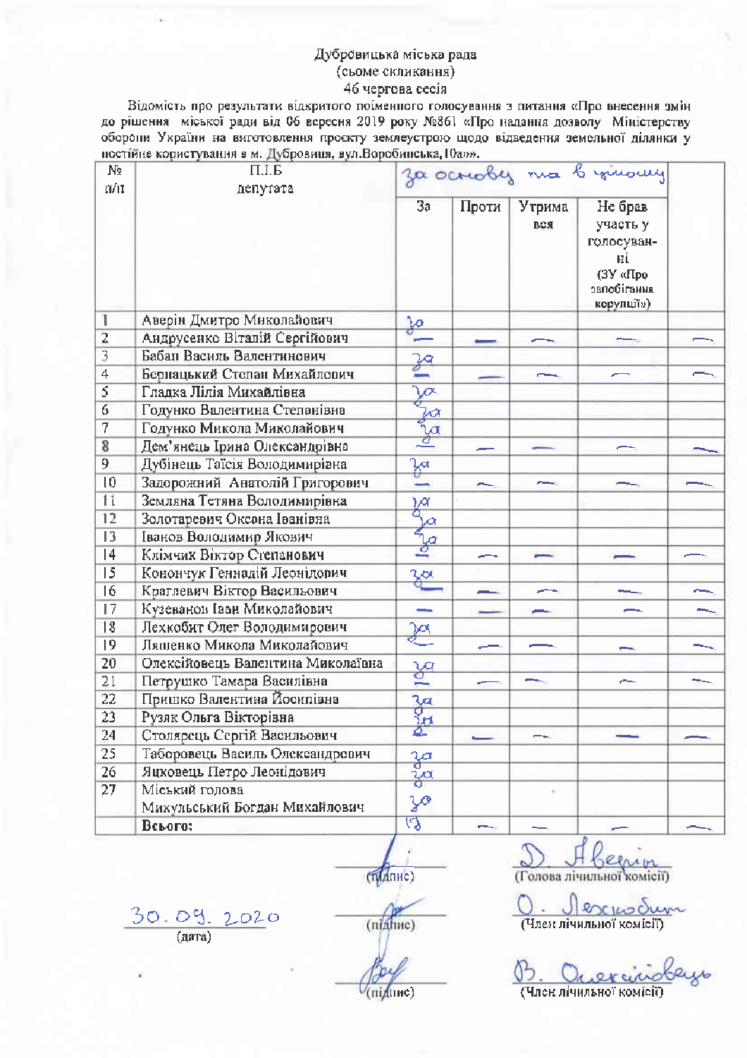Дубровицька міська рада
(сьоме скликання)
46 чергова сесія

Відомість про результати відкритого поіменного голосування з питання «Про внесення змін до рішення міської ради від 06 вересня 2019 року №861 «Про надання дозволу Міністерству оборони України на виготовлення проекту землеустрою щодо відведення земельної ділянки у постійне користування в м. Дубровиця, вул.Воробинська,10а»».

| № п/п | П.І.Б депутата | за основу та в цілому | | | | |
|---|---|---|---|---|---|---|
| | | За | Проти | Утримався | Не брав участь у голосуванні (ЗУ «Про запобігання корупції») | |
| 1 | Аверін Дмитро Миколайович | за | | | | |
| 2 | Андрусенко Віталій Сергійович | — | — | — | — | — |
| 3 | Бабан Василь Валентинович | за | | | | |
| 4 | Бернацький Степан Михайлович | — | — | — | — | — |
| 5 | Гладка Лілія Михайлівна | за | | | | |
| 6 | Годунко Валентина Степанівна | за | | | | |
| 7 | Годунко Микола Миколайович | за | | | | |
| 8 | Дем'янець Ірина Олександрівна | — | — | — | — | — |
| 9 | Дубінець Таїсія Володимирівна | за | | | | |
| 10 | Задорожний Анатолій Григорович | — | — | — | — | — |
| 11 | Земляна Тетяна Володимирівна | за | | | | |
| 12 | Золотаревич Оксана Іванівна | за | | | | |
| 13 | Іванов Володимир Якович | за | | | | |
| 14 | Клімчик Віктор Степанович | — | — | — | — | — |
| 15 | Кончук Геннадій Леонідович | за | | | | |
| 16 | Кратлевич Віктор Васильович | — | — | — | — | — |
| 17 | Кузеванов Іван Миколайович | — | — | — | — | — |
| 18 | Лехкобит Олег Володимирович | за | | | | |
| 19 | Ляшенко Микола Миколайович | — | — | — | — | — |
| 20 | Олексійовець Валентина Миколаївна | за | | | | |
| 21 | Петрушко Тамара Василівна | — | — | — | — | — |
| 22 | Пришко Валентина Йосипівна | за | | | | |
| 23 | Рузяк Ольга Вікторівна | за | | | | |
| 24 | Столярець Сергій Васильович | — | — | — | — | — |
| 25 | Таборовець Василь Олександрович | за | | | | |
| 26 | Яцковець Петро Леонідович | за | | | | |
| 27 | Міський голова Микульський Богдан Михайлович | за | | | | |
| | **Всього:** | 17 | — | — | — | — |

30.09.2020
(дата)

(підпис) Д. Аверін (Голова лічильної комісії)

(підпис) О. Лехкобит (Член лічильної комісії)

(підпис) В. Олексійовець (Член лічильної комісії)